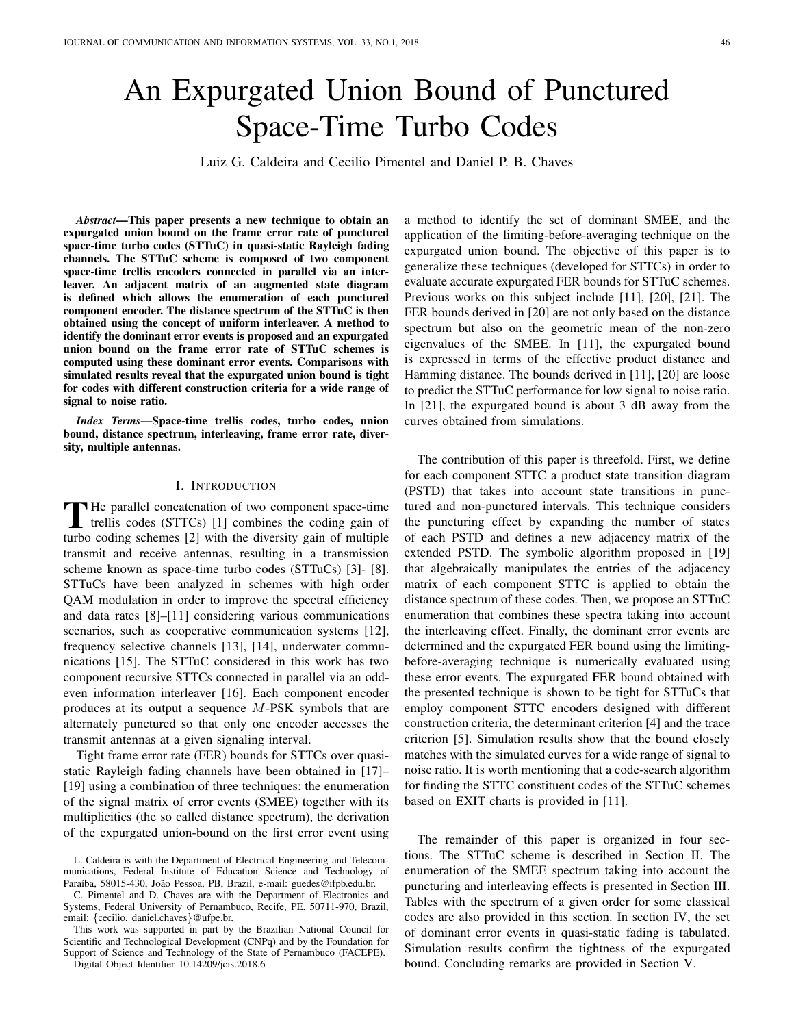# An Expurgated Union Bound of Punctured Space-Time Turbo Codes

Luiz G. Caldeira and Cecilio Pimentel and Daniel P. B. Chaves

***Abstract*—This paper presents a new technique to obtain an expurgated union bound on the frame error rate of punctured space-time turbo codes (STTuC) in quasi-static Rayleigh fading channels. The STTuC scheme is composed of two component space-time trellis encoders connected in parallel via an interleaver. An adjacent matrix of an augmented state diagram is defined which allows the enumeration of each punctured component encoder. The distance spectrum of the STTuC is then obtained using the concept of uniform interleaver. A method to identify the dominant error events is proposed and an expurgated union bound on the frame error rate of STTuC schemes is computed using these dominant error events. Comparisons with simulated results reveal that the expurgated union bound is tight for codes with different construction criteria for a wide range of signal to noise ratio.**

***Index Terms*—Space-time trellis codes, turbo codes, union bound, distance spectrum, interleaving, frame error rate, diversity, multiple antennas.**

## I. Introduction

The parallel concatenation of two component space-time trellis codes (STTCs) [1] combines the coding gain of turbo coding schemes [2] with the diversity gain of multiple transmit and receive antennas, resulting in a transmission scheme known as space-time turbo codes (STTuCs) [3]- [8]. STTuCs have been analyzed in schemes with high order QAM modulation in order to improve the spectral efficiency and data rates [8]–[11] considering various communications scenarios, such as cooperative communication systems [12], frequency selective channels [13], [14], underwater communications [15]. The STTuC considered in this work has two component recursive STTCs connected in parallel via an odd-even information interleaver [16]. Each component encoder produces at its output a sequence $M$-PSK symbols that are alternately punctured so that only one encoder accesses the transmit antennas at a given signaling interval.

Tight frame error rate (FER) bounds for STTCs over quasi-static Rayleigh fading channels have been obtained in [17]–[19] using a combination of three techniques: the enumeration of the signal matrix of error events (SMEE) together with its multiplicities (the so called distance spectrum), the derivation of the expurgated union-bound on the first error event using a method to identify the set of dominant SMEE, and the application of the limiting-before-averaging technique on the expurgated union bound. The objective of this paper is to generalize these techniques (developed for STTCs) in order to evaluate accurate expurgated FER bounds for STTuC schemes. Previous works on this subject include [11], [20], [21]. The FER bounds derived in [20] are not only based on the distance spectrum but also on the geometric mean of the non-zero eigenvalues of the SMEE. In [11], the expurgated bound is expressed in terms of the effective product distance and Hamming distance. The bounds derived in [11], [20] are loose to predict the STTuC performance for low signal to noise ratio. In [21], the expurgated bound is about 3 dB away from the curves obtained from simulations.

The contribution of this paper is threefold. First, we define for each component STTC a product state transition diagram (PSTD) that takes into account state transitions in punctured and non-punctured intervals. This technique considers the puncturing effect by expanding the number of states of each PSTD and defines a new adjacency matrix of the extended PSTD. The symbolic algorithm proposed in [19] that algebraically manipulates the entries of the adjacency matrix of each component STTC is applied to obtain the distance spectrum of these codes. Then, we propose an STTuC enumeration that combines these spectra taking into account the interleaving effect. Finally, the dominant error events are determined and the expurgated FER bound using the limiting-before-averaging technique is numerically evaluated using these error events. The expurgated FER bound obtained with the presented technique is shown to be tight for STTuCs that employ component STTC encoders designed with different construction criteria, the determinant criterion [4] and the trace criterion [5]. Simulation results show that the bound closely matches with the simulated curves for a wide range of signal to noise ratio. It is worth mentioning that a code-search algorithm for finding the STTC constituent codes of the STTuC schemes based on EXIT charts is provided in [11].

The remainder of this paper is organized in four sections. The STTuC scheme is described in Section II. The enumeration of the SMEE spectrum taking into account the puncturing and interleaving effects is presented in Section III. Tables with the spectrum of a given order for some classical codes are also provided in this section. In section IV, the set of dominant error events in quasi-static fading is tabulated. Simulation results confirm the tightness of the expurgated bound. Concluding remarks are provided in Section V.

---

L. Caldeira is with the Department of Electrical Engineering and Telecommunications, Federal Institute of Education Science and Technology of Paraíba, 58015-430, João Pessoa, PB, Brazil, e-mail: guedes@ifpb.edu.br.

C. Pimentel and D. Chaves are with the Department of Electronics and Systems, Federal University of Pernambuco, Recife, PE, 50711-970, Brazil, email: {cecilio, daniel.chaves}@ufpe.br.

This work was supported in part by the Brazilian National Council for Scientific and Technological Development (CNPq) and by the Foundation for Support of Science and Technology of the State of Pernambuco (FACEPE).

Digital Object Identifier 10.14209/jcis.2018.6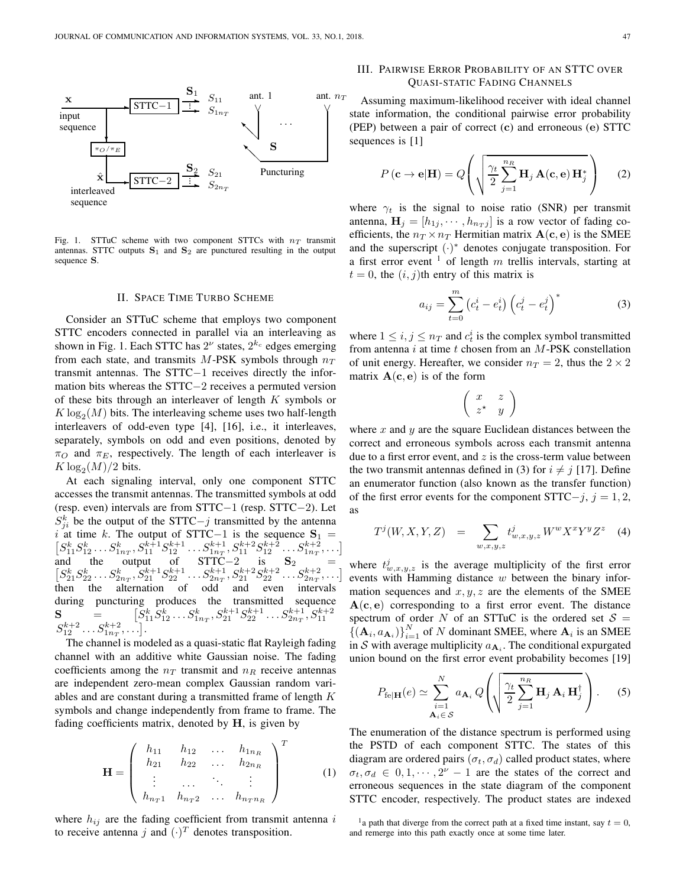Fig. 1. STTuC scheme with two component STTCs with $n_T$ transmit antennas. STTC outputs $\mathbf{S}_1$ and $\mathbf{S}_2$ are punctured resulting in the output sequence $\mathbf{S}$.

## II. Space Time Turbo Scheme

Consider an STTuC scheme that employs two component STTC encoders connected in parallel via an interleaving as shown in Fig. 1. Each STTC has $2^{\nu}$ states, $2^{k_c}$ edges emerging from each state, and transmits $M$-PSK symbols through $n_T$ transmit antennas. The STTC−1 receives directly the information bits whereas the STTC−2 receives a permuted version of these bits through an interleaver of length $K$ symbols or $K\log_2(M)$ bits. The interleaving scheme uses two half-length interleavers of odd-even type [4], [16], i.e., it interleaves, separately, symbols on odd and even positions, denoted by $\pi_O$ and $\pi_E$, respectively. The length of each interleaver is $K\log_2(M)/2$ bits.

At each signaling interval, only one component STTC accesses the transmit antennas. The transmitted symbols at odd (resp. even) intervals are from STTC−1 (resp. STTC−2). Let $S^k_{ji}$ be the output of the STTC−$j$ transmitted by the antenna $i$ at time $k$. The output of STTC−1 is the sequence $\mathbf{S}_1 = \left[S^k_{11}S^k_{12}\ldots S^k_{1n_T}, S^{k+1}_{11}S^{k+1}_{12}\ldots S^{k+1}_{1n_T}, S^{k+2}_{11}S^{k+2}_{12}\ldots S^{k+2}_{1n_T},\ldots\right]$ and the output of STTC−2 is $\mathbf{S}_2 = \left[S^k_{21}S^k_{22}\ldots S^k_{2n_T}, S^{k+1}_{21}S^{k+1}_{22}\ldots S^{k+1}_{2n_T}, S^{k+2}_{21}S^{k+2}_{22}\ldots S^{k+2}_{2n_T},\ldots\right]$ then the alternation of odd and even intervals during puncturing produces the transmitted sequence $\mathbf{S} = \left[S^k_{11}S^k_{12}\ldots S^k_{1n_T}, S^{k+1}_{21}S^{k+1}_{22}\ldots S^{k+1}_{2n_T}, S^{k+2}_{11} S^{k+2}_{12}\ldots S^{k+2}_{1n_T},\ldots\right]$.

The channel is modeled as a quasi-static flat Rayleigh fading channel with an additive white Gaussian noise. The fading coefficients among the $n_T$ transmit and $n_R$ receive antennas are independent zero-mean complex Gaussian random variables and are constant during a transmitted frame of length $K$ symbols and change independently from frame to frame. The fading coefficients matrix, denoted by $\mathbf{H}$, is given by

$$\mathbf{H} = \begin{pmatrix} h_{11} & h_{12} & \ldots & h_{1n_R} \\ h_{21} & h_{22} & \ldots & h_{2n_R} \\ \vdots & \ldots & \ddots & \vdots \\ h_{n_T1} & h_{n_T2} & \ldots & h_{n_Tn_R} \end{pmatrix}^T \tag{1}$$

where $h_{ij}$ are the fading coefficient from transmit antenna $i$ to receive antenna $j$ and $(\cdot)^T$ denotes transposition.

## III. Pairwise Error Probability of an STTC over Quasi-static Fading Channels

Assuming maximum-likelihood receiver with ideal channel state information, the conditional pairwise error probability (PEP) between a pair of correct ($\mathbf{c}$) and erroneous ($\mathbf{e}$) STTC sequences is [1]

$$P\left(\mathbf{c}\to\mathbf{e}|\mathbf{H}\right) = Q\left(\sqrt{\frac{\gamma_t}{2}\sum_{j=1}^{n_R}\mathbf{H}_j\,\mathbf{A}(\mathbf{c},\mathbf{e})\,\mathbf{H}_j^*}\right) \tag{2}$$

where $\gamma_t$ is the signal to noise ratio (SNR) per transmit antenna, $\mathbf{H}_j = [h_{1j},\cdots,h_{n_Tj}]$ is a row vector of fading coefficients, the $n_T\times n_T$ Hermitian matrix $\mathbf{A}(\mathbf{c},\mathbf{e})$ is the SMEE and the superscript $(\cdot)^*$ denotes conjugate transposition. For a first error event [1] of length $m$ trellis intervals, starting at $t=0$, the $(i,j)$th entry of this matrix is

$$a_{ij} = \sum_{t=0}^{m}\left(c^i_t - e^i_t\right)\left(c^j_t - e^j_t\right)^* \tag{3}$$

where $1\le i,j\le n_T$ and $c^i_t$ is the complex symbol transmitted from antenna $i$ at time $t$ chosen from an $M$-PSK constellation of unit energy. Hereafter, we consider $n_T = 2$, thus the $2\times 2$ matrix $\mathbf{A}(\mathbf{c},\mathbf{e})$ is of the form

$$\begin{pmatrix} x & z \\ z^\star & y \end{pmatrix}$$

where $x$ and $y$ are the square Euclidean distances between the correct and erroneous symbols across each transmit antenna due to a first error event, and $z$ is the cross-term value between the two transmit antennas defined in (3) for $i\neq j$ [17]. Define an enumerator function (also known as the transfer function) of the first error events for the component STTC−$j$, $j=1,2$, as

$$T^j(W,X,Y,Z) = \sum_{w,x,y,z} t^j_{w,x,y,z}\,W^wX^xY^yZ^z \tag{4}$$

where $t^j_{w,x,y,z}$ is the average multiplicity of the first error events with Hamming distance $w$ between the binary information sequences and $x,y,z$ are the elements of the SMEE $\mathbf{A}(\mathbf{c},\mathbf{e})$ corresponding to a first error event. The distance spectrum of order $N$ of an STTuC is the ordered set $\mathcal{S} = \{(\mathbf{A}_i, a_{\mathbf{A}_i})\}_{i=1}^N$ of $N$ dominant SMEE, where $\mathbf{A}_i$ is an SMEE in $\mathcal{S}$ with average multiplicity $a_{\mathbf{A}_i}$. The conditional expurgated union bound on the first error event probability becomes [19]

$$P_{\text{fe}|\mathbf{H}}(e) \simeq \sum_{\substack{i=1\\ \mathbf{A}_i\in\mathcal{S}}}^{N} a_{\mathbf{A}_i}\,Q\left(\sqrt{\frac{\gamma_t}{2}\sum_{j=1}^{n_R}\mathbf{H}_j\,\mathbf{A}_i\,\mathbf{H}_j^\dagger}\right). \tag{5}$$

The enumeration of the distance spectrum is performed using the PSTD of each component STTC. The states of this diagram are ordered pairs $(\sigma_t,\sigma_d)$ called product states, where $\sigma_t,\sigma_d \in 0,1,\cdots,2^{\nu}-1$ are the states of the correct and erroneous sequences in the state diagram of the component STTC encoder, respectively. The product states are indexed

[1] a path that diverge from the correct path at a fixed time instant, say $t=0$, and remerge into this path exactly once at some time later.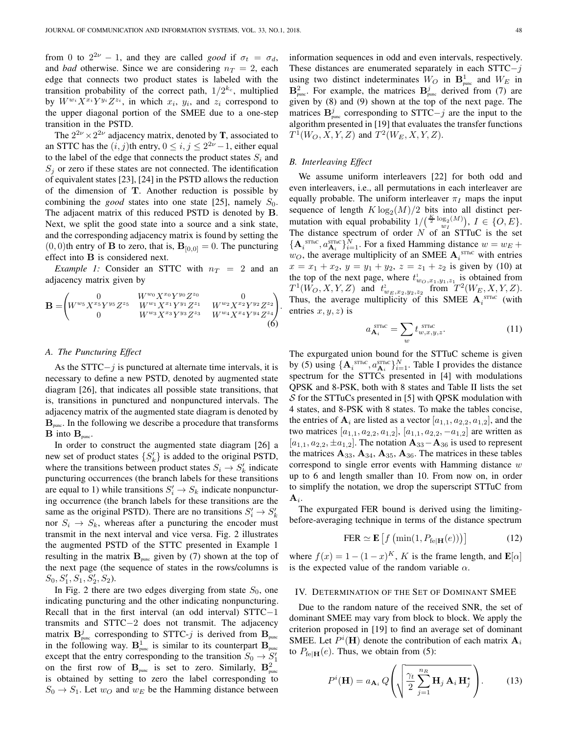from 0 to $2^{2\nu}-1$, and they are called *good* if $\sigma_t = \sigma_d$, and *bad* otherwise. Since we are considering $n_T = 2$, each edge that connects two product states is labeled with the transition probability of the correct path, $1/2^{k_c}$, multiplied by $W^{w_i}X^{x_i}Y^{y_i}Z^{z_i}$, in which $x_i$, $y_i$, and $z_i$ correspond to the upper diagonal portion of the SMEE due to a one-step transition in the PSTD.

The $2^{2\nu}\times 2^{2\nu}$ adjacency matrix, denoted by $\mathbf{T}$, associated to an STTC has the $(i,j)$th entry, $0 \le i, j \le 2^{2\nu}-1$, either equal to the label of the edge that connects the product states $S_i$ and $S_j$ or zero if these states are not connected. The identification of equivalent states [23], [24] in the PSTD allows the reduction of the dimension of $\mathbf{T}$. Another reduction is possible by combining the *good* states into one state [25], namely $S_0$. The adjacent matrix of this reduced PSTD is denoted by $\mathbf{B}$. Next, we split the good state into a source and a sink state, and the corresponding adjacency matrix is found by setting the $(0,0)$th entry of $\mathbf{B}$ to zero, that is, $\mathbf{B}_{[0,0]} = 0$. The puncturing effect into $\mathbf{B}$ is considered next.

*Example 1:* Consider an STTC with $n_T = 2$ and an adjacency matrix given by

$$\mathbf{B} = \begin{pmatrix} 0 & W^{w_0}X^{x_0}Y^{y_0}Z^{z_0} & 0 \\ W^{w_5}X^{x_5}Y^{y_5}Z^{z_5} & W^{w_1}X^{x_1}Y^{y_1}Z^{z_1} & W^{w_2}X^{x_2}Y^{y_2}Z^{z_2} \\ 0 & W^{w_3}X^{x_3}Y^{y_3}Z^{z_3} & W^{w_4}X^{x_4}Y^{y_4}Z^{z_4} \end{pmatrix}. \tag{6}$$

### A. The Puncturing Effect

As the STTC$-j$ is punctured at alternate time intervals, it is necessary to define a new PSTD, denoted by augmented state diagram [26], that indicates all possible state transitions, that is, transitions in punctured and nonpunctured intervals. The adjacency matrix of the augmented state diagram is denoted by $\mathbf{B}_{\text{punc}}$. In the following we describe a procedure that transforms $\mathbf{B}$ into $\mathbf{B}_{\text{punc}}$.

In order to construct the augmented state diagram [26] a new set of product states $\{S'_k\}$ is added to the original PSTD, where the transitions between product states $S_i \to S'_k$ indicate puncturing occurrences (the branch labels for these transitions are equal to 1) while transitions $S'_i \to S_k$ indicate nonpuncturing occurrence (the branch labels for these transitions are the same as the original PSTD). There are no transitions $S'_i \to S'_k$ nor $S_i \to S_k$, whereas after a puncturing the encoder must transmit in the next interval and vice versa. Fig. 2 illustrates the augmented PSTD of the STTC presented in Example 1 resulting in the matrix $\mathbf{B}_{\text{punc}}$ given by (7) shown at the top of the next page (the sequence of states in the rows/columns is $S_0, S'_1, S_1, S'_2, S_2$).

In Fig. 2 there are two edges diverging from state $S_0$, one indicating puncturing and the other indicating nonpuncturing. Recall that in the first interval (an odd interval) STTC$-1$ transmits and STTC$-2$ does not transmit. The adjacency matrix $\mathbf{B}^j_{\text{punc}}$ corresponding to STTC-$j$ is derived from $\mathbf{B}_{\text{punc}}$ in the following way. $\mathbf{B}^1_{\text{punc}}$ is similar to its counterpart $\mathbf{B}_{\text{punc}}$ except that the entry corresponding to the transition $S_0 \to S'_1$ on the first row of $\mathbf{B}_{\text{punc}}$ is set to zero. Similarly, $\mathbf{B}^2_{\text{punc}}$ is obtained by setting to zero the label corresponding to $S_0 \to S_1$. Let $w_O$ and $w_E$ be the Hamming distance between information sequences in odd and even intervals, respectively. These distances are enumerated separately in each STTC$-j$ using two distinct indeterminates $W_O$ in $\mathbf{B}^1_{\text{punc}}$ and $W_E$ in $\mathbf{B}^2_{\text{punc}}$. For example, the matrices $\mathbf{B}^j_{\text{punc}}$ derived from (7) are given by (8) and (9) shown at the top of the next page. The matrices $\mathbf{B}^j_{\text{punc}}$ corresponding to STTC$-j$ are the input to the algorithm presented in [19] that evaluates the transfer functions $T^1(W_O, X, Y, Z)$ and $T^2(W_E, X, Y, Z)$.

### B. Interleaving Effect

We assume uniform interleavers [22] for both odd and even interleavers, i.e., all permutations in each interleaver are equally probable. The uniform interleaver $\pi_I$ maps the input sequence of length $K\log_2(M)/2$ bits into all distinct permutation with equal probability $1/\binom{\frac{K}{2}\log_2(M)}{w_I}$, $I \in \{O, E\}$. The distance spectrum of order $N$ of an STTuC is the set $\{\mathbf{A}_i^{\text{STTuC}}, a^{\text{STTuC}}_{\mathbf{A}_i}\}_{i=1}^N$. For a fixed Hamming distance $w = w_E + w_O$, the average multiplicity of an SMEE $\mathbf{A}_i^{\text{STTuC}}$ with entries $x = x_1 + x_2$, $y = y_1 + y_2$, $z = z_1 + z_2$ is given by (10) at the top of the next page, where $t^1_{w_O,x_1,y_1,z_1}$ is obtained from $T^1(W_O, X, Y, Z)$ and $t^2_{w_E,x_2,y_2,z_2}$ from $T^2(W_E, X, Y, Z)$. Thus, the average multiplicity of this SMEE $\mathbf{A}_i^{\text{STTuC}}$ (with entries $x, y, z$) is

$$a^{\text{STTuC}}_{\mathbf{A}_i} = \sum_w t^{\text{STTuC}}_{w,x,y,z}. \tag{11}$$

The expurgated union bound for the STTuC scheme is given by (5) using $\{\mathbf{A}_i^{\text{STTuC}}, a^{\text{STTuC}}_{\mathbf{A}_i}\}_{i=1}^N$. Table I provides the distance spectrum for the STTCs presented in [4] with modulations QPSK and 8-PSK, both with 8 states and Table II lists the set $\mathcal{S}$ for the STTuCs presented in [5] with QPSK modulation with 4 states, and 8-PSK with 8 states. To make the tables concise, the entries of $\mathbf{A}_i$ are listed as a vector $[a_{1,1}, a_{2,2}, a_{1,2}]$, and the two matrices $[a_{1,1}, a_{2,2}, a_{1,2}]$, $[a_{1,1}, a_{2,2}, -a_{1,2}]$ are written as $[a_{1,1}, a_{2,2}, \pm a_{1,2}]$. The notation $\mathbf{A}_{33}-\mathbf{A}_{36}$ is used to represent the matrices $\mathbf{A}_{33}$, $\mathbf{A}_{34}$, $\mathbf{A}_{35}$, $\mathbf{A}_{36}$. The matrices in these tables correspond to single error events with Hamming distance $w$ up to 6 and length smaller than 10. From now on, in order to simplify the notation, we drop the superscript STTuC from $\mathbf{A}_i$.

The expurgated FER bound is derived using the limiting-before-averaging technique in terms of the distance spectrum

$$\text{FER} \simeq \mathbf{E}\left[f\left(\min(1, P_{\text{fe}|\mathbf{H}}(e))\right)\right] \tag{12}$$

where $f(x) = 1-(1-x)^K$, $K$ is the frame length, and $\mathbf{E}[\alpha]$ is the expected value of the random variable $\alpha$.

## IV. Determination of the Set of Dominant SMEE

Due to the random nature of the received SNR, the set of dominant SMEE may vary from block to block. We apply the criterion proposed in [19] to find an average set of dominant SMEE. Let $P^i(\mathbf{H})$ denote the contribution of each matrix $\mathbf{A}_i$ to $P_{\text{fe}|\mathbf{H}}(e)$. Thus, we obtain from (5):

$$P^i(\mathbf{H}) = a_{\mathbf{A}_i}\, Q\left(\sqrt{\frac{\gamma_t}{2}\sum_{j=1}^{n_R}\mathbf{H}_j\,\mathbf{A}_i\,\mathbf{H}_j^\star}\right). \tag{13}$$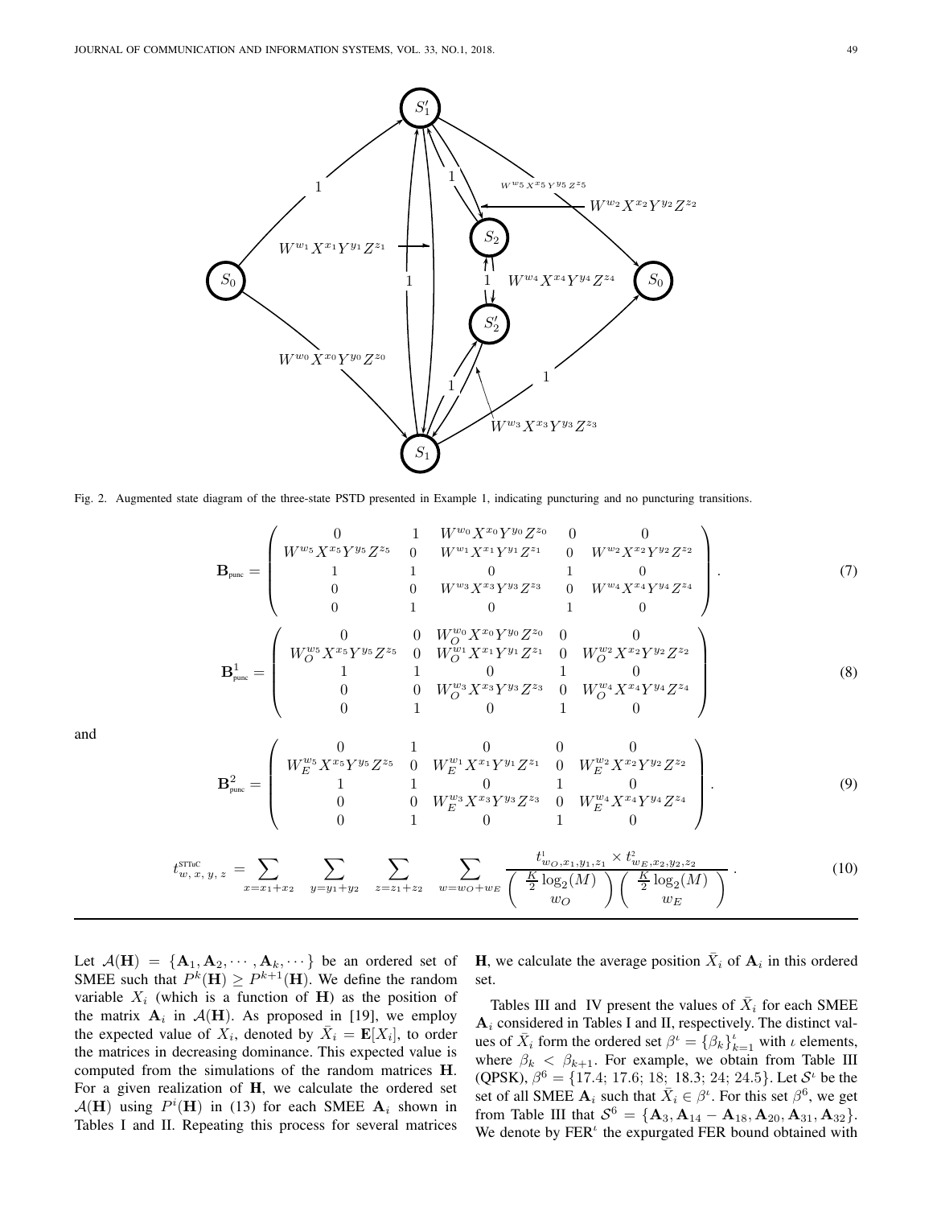Fig. 2. Augmented state diagram of the three-state PSTD presented in Example 1, indicating puncturing and no puncturing transitions.

$$\mathbf{B}_{\text{punc}} = \begin{pmatrix} 0 & 1 & W^{w_0}X^{x_0}Y^{y_0}Z^{z_0} & 0 & 0 \\ W^{w_5}X^{x_5}Y^{y_5}Z^{z_5} & 0 & W^{w_1}X^{x_1}Y^{y_1}Z^{z_1} & 0 & W^{w_2}X^{x_2}Y^{y_2}Z^{z_2} \\ 1 & 1 & 0 & 1 & 0 \\ 0 & 0 & W^{w_3}X^{x_3}Y^{y_3}Z^{z_3} & 0 & W^{w_4}X^{x_4}Y^{y_4}Z^{z_4} \\ 0 & 1 & 0 & 1 & 0 \end{pmatrix}. \tag{7}$$

$$\mathbf{B}^{1}_{\text{punc}} = \begin{pmatrix} 0 & 0 & W_O^{w_0}X^{x_0}Y^{y_0}Z^{z_0} & 0 & 0 \\ W_O^{w_5}X^{x_5}Y^{y_5}Z^{z_5} & 0 & W_O^{w_1}X^{x_1}Y^{y_1}Z^{z_1} & 0 & W_O^{w_2}X^{x_2}Y^{y_2}Z^{z_2} \\ 1 & 1 & 0 & 1 & 0 \\ 0 & 0 & W_O^{w_3}X^{x_3}Y^{y_3}Z^{z_3} & 0 & W_O^{w_4}X^{x_4}Y^{y_4}Z^{z_4} \\ 0 & 1 & 0 & 1 & 0 \end{pmatrix} \tag{8}$$

and

$$\mathbf{B}^{2}_{\text{punc}} = \begin{pmatrix} 0 & 1 & 0 & 0 & 0 \\ W_E^{w_5}X^{x_5}Y^{y_5}Z^{z_5} & 0 & W_E^{w_1}X^{x_1}Y^{y_1}Z^{z_1} & 0 & W_E^{w_2}X^{x_2}Y^{y_2}Z^{z_2} \\ 1 & 1 & 0 & 1 & 0 \\ 0 & 0 & W_E^{w_3}X^{x_3}Y^{y_3}Z^{z_3} & 0 & W_E^{w_4}X^{x_4}Y^{y_4}Z^{z_4} \\ 0 & 1 & 0 & 1 & 0 \end{pmatrix}. \tag{9}$$

$$t^{\text{STTuC}}_{w,\,x,\,y,\,z} = \sum_{x=x_1+x_2} \; \sum_{y=y_1+y_2} \; \sum_{z=z_1+z_2} \; \sum_{w=w_O+w_E} \frac{t^{1}_{w_O,x_1,y_1,z_1} \times t^{2}_{w_E,x_2,y_2,z_2}}{\binom{\frac{K}{2}\log_2(M)}{w_O}\binom{\frac{K}{2}\log_2(M)}{w_E}}. \tag{10}$$

Let $\mathcal{A}(\mathbf{H}) = \{\mathbf{A}_1, \mathbf{A}_2, \cdots, \mathbf{A}_k, \cdots\}$ be an ordered set of SMEE such that $P^k(\mathbf{H}) \geq P^{k+1}(\mathbf{H})$. We define the random variable $X_i$ (which is a function of $\mathbf{H}$) as the position of the matrix $\mathbf{A}_i$ in $\mathcal{A}(\mathbf{H})$. As proposed in [19], we employ the expected value of $X_i$, denoted by $\bar{X}_i = \mathbf{E}[X_i]$, to order the matrices in decreasing dominance. This expected value is computed from the simulations of the random matrices $\mathbf{H}$. For a given realization of $\mathbf{H}$, we calculate the ordered set $\mathcal{A}(\mathbf{H})$ using $P^i(\mathbf{H})$ in (13) for each SMEE $\mathbf{A}_i$ shown in Tables I and II. Repeating this process for several matrices $\mathbf{H}$, we calculate the average position $\bar{X}_i$ of $\mathbf{A}_i$ in this ordered set.

Tables III and IV present the values of $\bar{X}_i$ for each SMEE $\mathbf{A}_i$ considered in Tables I and II, respectively. The distinct values of $\bar{X}_i$ form the ordered set $\beta^\iota = \{\beta_k\}_{k=1}^{\iota}$ with $\iota$ elements, where $\beta_k < \beta_{k+1}$. For example, we obtain from Table III (QPSK), $\beta^6 = \{17.4;\ 17.6;\ 18;\ 18.3;\ 24;\ 24.5\}$. Let $\mathcal{S}^\iota$ be the set of all SMEE $\mathbf{A}_i$ such that $\bar{X}_i \in \beta^\iota$. For this set $\beta^6$, we get from Table III that $\mathcal{S}^6 = \{\mathbf{A}_3, \mathbf{A}_{14} - \mathbf{A}_{18}, \mathbf{A}_{20}, \mathbf{A}_{31}, \mathbf{A}_{32}\}$. We denote by FER$^\iota$ the expurgated FER bound obtained with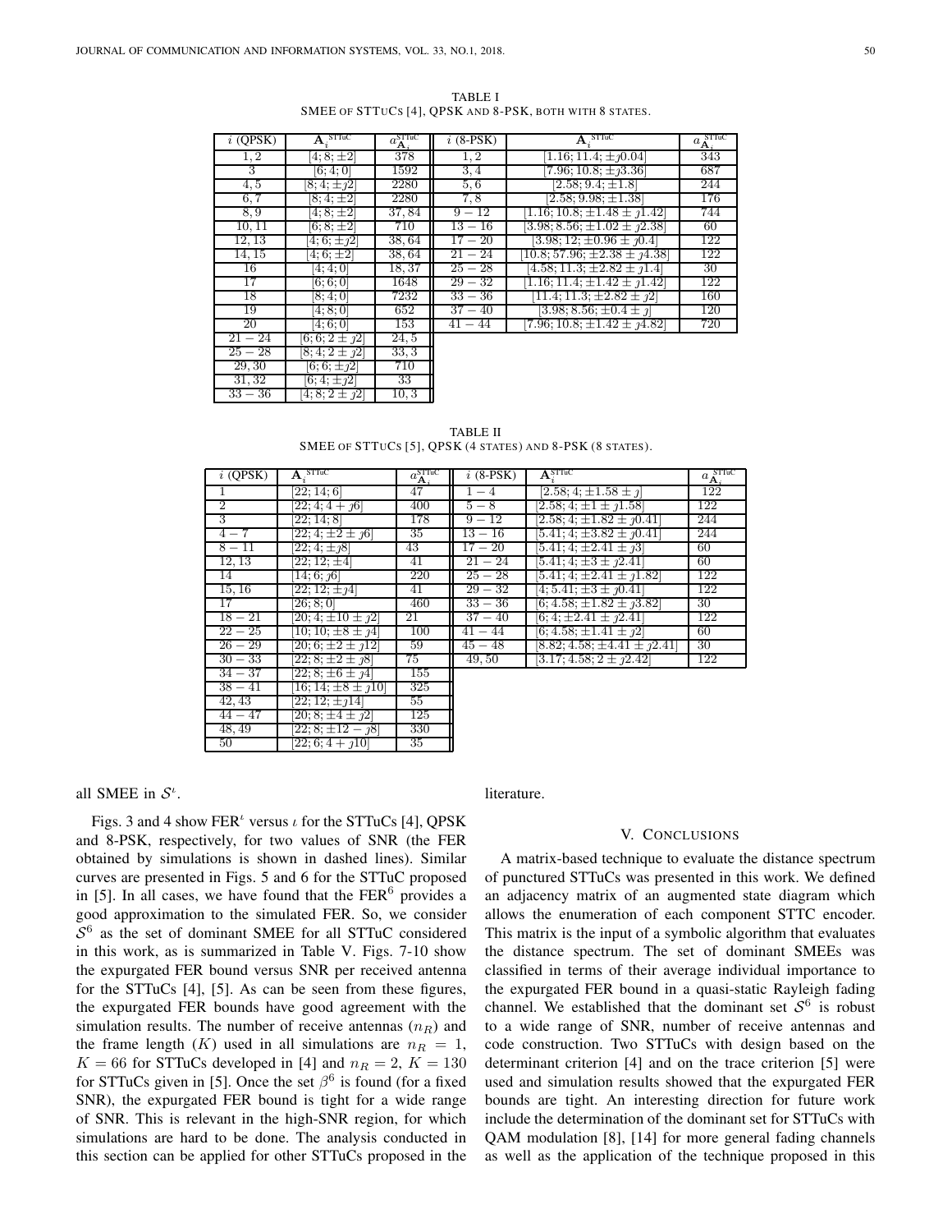TABLE I
SMEE OF STTUCS [4], QPSK AND 8-PSK, BOTH WITH 8 STATES.

| $i$ (QPSK) | $\mathbf{A}_i^{\text{STTuC}}$ | $a_{\mathbf{A}_i}^{\text{STTuC}}$ | $i$ (8-PSK) | $\mathbf{A}_i^{\text{STTuC}}$ | $a_{\mathbf{A}_i}^{\text{STTuC}}$ |
|---|---|---|---|---|---|
| $1,2$ | $[4;8;\pm 2]$ | 378 | $1,2$ | $[1.16;11.4;\pm \jmath 0.04]$ | 343 |
| $3$ | $[6;4;0]$ | 1592 | $3,4$ | $[7.96;10.8;\pm \jmath 3.36]$ | 687 |
| $4,5$ | $[8;4;\pm \jmath 2]$ | 2280 | $5,6$ | $[2.58;9.4;\pm 1.8]$ | 244 |
| $6,7$ | $[8;4;\pm 2]$ | 2280 | $7,8$ | $[2.58;9.98;\pm 1.38]$ | 176 |
| $8,9$ | $[4;8;\pm 2]$ | $37,84$ | $9-12$ | $[1.16;10.8;\pm 1.48 \pm \jmath 1.42]$ | 744 |
| $10,11$ | $[6;8;\pm 2]$ | 710 | $13-16$ | $[3.98;8.56;\pm 1.02 \pm \jmath 2.38]$ | 60 |
| $12,13$ | $[4;6;\pm \jmath 2]$ | $38,64$ | $17-20$ | $[3.98;12;\pm 0.96 \pm \jmath 0.4]$ | 122 |
| $14,15$ | $[4;6;\pm 2]$ | $38,64$ | $21-24$ | $[10.8;57.96;\pm 2.38 \pm \jmath 4.38]$ | 122 |
| $16$ | $[4;4;0]$ | $18,37$ | $25-28$ | $[4.58;11.3;\pm 2.82 \pm \jmath 1.4]$ | 30 |
| $17$ | $[6;6;0]$ | 1648 | $29-32$ | $[1.16;11.4;\pm 1.42 \pm \jmath 1.42]$ | 122 |
| $18$ | $[8;4;0]$ | 7232 | $33-36$ | $[11.4;11.3;\pm 2.82 \pm \jmath 2]$ | 160 |
| $19$ | $[4;8;0]$ | 652 | $37-40$ | $[3.98;8.56;\pm 0.4 \pm \jmath]$ | 120 |
| $20$ | $[4;6;0]$ | 153 | $41-44$ | $[7.96;10.8;\pm 1.42 \pm \jmath 4.82]$ | 720 |
| $21-24$ | $[6;6;2 \pm \jmath 2]$ | $24,5$ | | | |
| $25-28$ | $[8;4;2 \pm \jmath 2]$ | $33,3$ | | | |
| $29,30$ | $[6;6;\pm \jmath 2]$ | 710 | | | |
| $31,32$ | $[6;4;\pm \jmath 2]$ | 33 | | | |
| $33-36$ | $[4;8;2 \pm \jmath 2]$ | $10,3$ | | | |

TABLE II
SMEE OF STTUCS [5], QPSK (4 STATES) AND 8-PSK (8 STATES).

| $i$ (QPSK) | $\mathbf{A}_i^{\text{STTuC}}$ | $a_{\mathbf{A}_i}^{\text{STTuC}}$ | $i$ (8-PSK) | $\mathbf{A}_i^{\text{STTuC}}$ | $a_{\mathbf{A}_i}^{\text{STTuC}}$ |
|---|---|---|---|---|---|
| $1$ | $[22;14;6]$ | 47 | $1-4$ | $[2.58;4;\pm 1.58 \pm \jmath]$ | 122 |
| $2$ | $[22;4;4+\jmath 6]$ | 400 | $5-8$ | $[2.58;4;\pm 1 \pm \jmath 1.58]$ | 122 |
| $3$ | $[22;14;8]$ | 178 | $9-12$ | $[2.58;4;\pm 1.82 \pm \jmath 0.41]$ | 244 |
| $4-7$ | $[22;4;\pm 2 \pm \jmath 6]$ | 35 | $13-16$ | $[5.41;4;\pm 3.82 \pm \jmath 0.41]$ | 244 |
| $8-11$ | $[22;4;\pm \jmath 8]$ | 43 | $17-20$ | $[5.41;4;\pm 2.41 \pm \jmath 3]$ | 60 |
| $12,13$ | $[22;12;\pm 4]$ | 41 | $21-24$ | $[5.41;4;\pm 3 \pm \jmath 2.41]$ | 60 |
| $14$ | $[14;6;\jmath 6]$ | 220 | $25-28$ | $[5.41;4;\pm 2.41 \pm \jmath 1.82]$ | 122 |
| $15,16$ | $[22;12;\pm \jmath 4]$ | 41 | $29-32$ | $[4;5.41;\pm 3 \pm \jmath 0.41]$ | 122 |
| $17$ | $[26;8;0]$ | 460 | $33-36$ | $[6;4.58;\pm 1.82 \pm \jmath 3.82]$ | 30 |
| $18-21$ | $[20;4;\pm 10 \pm \jmath 2]$ | 21 | $37-40$ | $[6;4;\pm 2.41 \pm \jmath 2.41]$ | 122 |
| $22-25$ | $[10;10;\pm 8 \pm \jmath 4]$ | 100 | $41-44$ | $[6;4.58;\pm 1.41 \pm \jmath 2]$ | 60 |
| $26-29$ | $[20;6;\pm 2 \pm \jmath 12]$ | 59 | $45-48$ | $[8.82;4.58;\pm 4.41 \pm \jmath 2.41]$ | 30 |
| $30-33$ | $[22;8;\pm 2 \pm \jmath 8]$ | 75 | $49,50$ | $[3.17;4.58;2 \pm \jmath 2.42]$ | 122 |
| $34-37$ | $[22;8;\pm 6 \pm \jmath 4]$ | 155 | | | |
| $38-41$ | $[16;14;\pm 8 \pm \jmath 10]$ | 325 | | | |
| $42,43$ | $[22;12;\pm \jmath 14]$ | 55 | | | |
| $44-47$ | $[20;8;\pm 4 \pm \jmath 2]$ | 125 | | | |
| $48,49$ | $[22;8;\pm 12 - \jmath 8]$ | 330 | | | |
| $50$ | $[22;6;4+\jmath 10]$ | 35 | | | |

all SMEE in $\mathcal{S}^{\iota}$.

Figs. 3 and 4 show FER$^{\iota}$ versus $\iota$ for the STTuCs [4], QPSK and 8-PSK, respectively, for two values of SNR (the FER obtained by simulations is shown in dashed lines). Similar curves are presented in Figs. 5 and 6 for the STTuC proposed in [5]. In all cases, we have found that the FER$^6$ provides a good approximation to the simulated FER. So, we consider $\mathcal{S}^6$ as the set of dominant SMEE for all STTuC considered in this work, as is summarized in Table V. Figs. 7-10 show the expurgated FER bound versus SNR per received antenna for the STTuCs [4], [5]. As can be seen from these figures, the expurgated FER bounds have good agreement with the simulation results. The number of receive antennas ($n_R$) and the frame length ($K$) used in all simulations are $n_R = 1$, $K = 66$ for STTuCs developed in [4] and $n_R = 2$, $K = 130$ for STTuCs given in [5]. Once the set $\beta^6$ is found (for a fixed SNR), the expurgated FER bound is tight for a wide range of SNR. This is relevant in the high-SNR region, for which simulations are hard to be done. The analysis conducted in this section can be applied for other STTuCs proposed in the literature.

## V. CONCLUSIONS

A matrix-based technique to evaluate the distance spectrum of punctured STTuCs was presented in this work. We defined an adjacency matrix of an augmented state diagram which allows the enumeration of each component STTC encoder. This matrix is the input of a symbolic algorithm that evaluates the distance spectrum. The set of dominant SMEEs was classified in terms of their average individual importance to the expurgated FER bound in a quasi-static Rayleigh fading channel. We established that the dominant set $\mathcal{S}^6$ is robust to a wide range of SNR, number of receive antennas and code construction. Two STTuCs with design based on the determinant criterion [4] and on the trace criterion [5] were used and simulation results showed that the expurgated FER bounds are tight. An interesting direction for future work include the determination of the dominant set for STTuCs with QAM modulation [8], [14] for more general fading channels as well as the application of the technique proposed in this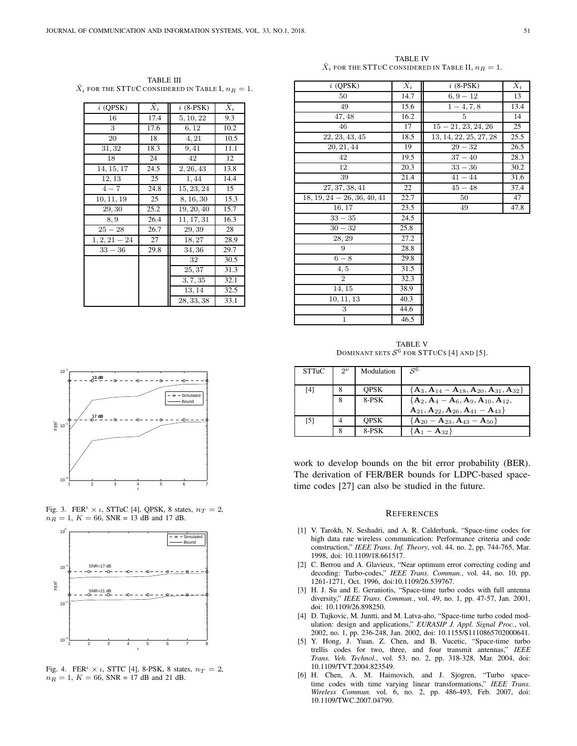TABLE III
$\bar{X}_i$ FOR THE STTuC CONSIDERED IN TABLE I, $n_R = 1$.

| $i$ (QPSK) | $\bar{X}_i$ | $i$ (8-PSK) | $\bar{X}_i$ |
|---|---|---|---|
| 16 | 17.4 | 5, 10, 22 | 9.3 |
| 3 | 17.6 | 6, 12 | 10.2 |
| 20 | 18 | 4, 21 | 10.5 |
| 31, 32 | 18.3 | 9, 41 | 11.1 |
| 18 | 24 | 42 | 12 |
| 14, 15, 17 | 24.5 | 2, 26, 43 | 13.8 |
| 12, 13 | 25 | 1, 44 | 14.4 |
| $4-7$ | 24.8 | 15, 23, 24 | 15 |
| 10, 11, 19 | 25 | 8, 16, 30 | 15.3 |
| 29, 30 | 25.2 | 19, 20, 40 | 15.7 |
| 8, 9 | 26.4 | 11, 17, 31 | 16.3 |
| $25-28$ | 26.7 | 29, 39 | 28 |
| $1, 2, 21-24$ | 27 | 18, 27 | 28.9 |
| $33-36$ | 29.8 | 34, 36 | 29.7 |
| | | 32 | 30.5 |
| | | 25, 37 | 31.3 |
| | | 3, 7, 35 | 32.1 |
| | | 13, 14 | 32.5 |
| | | 28, 33, 38 | 33.1 |

TABLE IV
$\bar{X}_i$ FOR THE STTuC CONSIDERED IN TABLE II, $n_R = 1$.

| $i$ (QPSK) | $\bar{X}_i$ | $i$ (8-PSK) | $\bar{X}_i$ |
|---|---|---|---|
| 50 | 14.7 | $6, 9-12$ | 13 |
| 49 | 15.6 | $1-4, 7, 8$ | 13.4 |
| 47, 48 | 16.2 | 5 | 14 |
| 46 | 17 | $15-21, 23, 24, 26$ | 25 |
| 22, 23, 43, 45 | 18.5 | 13, 14, 22, 25, 27, 28 | 25.5 |
| 20, 21, 44 | 19 | $29-32$ | 26.5 |
| 42 | 19.5 | $37-40$ | 28.3 |
| 12 | 20.3 | $33-36$ | 30.2 |
| 39 | 21.4 | $41-44$ | 31.6 |
| 27, 37, 38, 41 | 22 | $45-48$ | 37.4 |
| $18, 19, 24-26, 36, 40, 41$ | 22.7 | 50 | 47 |
| 16, 17 | 23.5 | 49 | 47.8 |
| $33-35$ | 24.5 | | |
| $30-32$ | 25.8 | | |
| 28, 29 | 27.2 | | |
| 9 | 28.8 | | |
| $6-8$ | 29.8 | | |
| 4, 5 | 31.5 | | |
| 2 | 32.3 | | |
| 14, 15 | 38.9 | | |
| 10, 11, 13 | 40.3 | | |
| 3 | 44.6 | | |
| 1 | 46.5 | | |

Fig. 3. $\text{FER}^\iota \times \iota$, STTuC [4], QPSK, 8 states, $n_T = 2$, $n_R = 1$, $K = 66$, SNR = 13 dB and 17 dB.

Fig. 4. $\text{FER}^\iota \times \iota$, STTC [4], 8-PSK, 8 states, $n_T = 2$, $n_R = 1$, $K = 66$, SNR = 17 dB and 21 dB.

TABLE V
DOMINANT SETS $\mathcal{S}^6$ FOR STTuCS [4] AND [5].

| STTuC | $2^\nu$ | Modulation | $\mathcal{S}^6$ |
|---|---|---|---|
| [4] | 8 | QPSK | $\{\mathbf{A}_3, \mathbf{A}_{14}-\mathbf{A}_{18}, \mathbf{A}_{20}, \mathbf{A}_{31}, \mathbf{A}_{32}\}$ |
| | 8 | 8-PSK | $\{\mathbf{A}_2, \mathbf{A}_4-\mathbf{A}_6, \mathbf{A}_9, \mathbf{A}_{10}, \mathbf{A}_{12}, \mathbf{A}_{21}, \mathbf{A}_{22}, \mathbf{A}_{26}, \mathbf{A}_{41}-\mathbf{A}_{43}\}$ |
| [5] | 4 | QPSK | $\{\mathbf{A}_{20}-\mathbf{A}_{23}, \mathbf{A}_{43}-\mathbf{A}_{50}\}$ |
| | 8 | 8-PSK | $\{\mathbf{A}_1-\mathbf{A}_{32}\}$ |

work to develop bounds on the bit error probability (BER). The derivation of FER/BER bounds for LDPC-based space-time codes [27] can also be studied in the future.

## REFERENCES

[1] V. Tarokh, N. Seshadri, and A. R. Calderbank, "Space-time codes for high data rate wireless communication: Performance criteria and code construction," *IEEE Trans. Inf. Theory*, vol. 44, no. 2, pp. 744-765, Mar. 1998, doi: 10.1109/18.661517.

[2] C. Berrou and A. Glavieux, "Near optimum error correcting coding and decoding: Turbo-codes," *IEEE Trans. Commun.*, vol. 44, no. 10, pp. 1261-1271, Oct. 1996, doi:10.1109/26.539767.

[3] H. J. Su and E. Geraniotis, "Space-time turbo codes with full antenna diversity," *IEEE Trans. Commun.*, vol. 49, no. 1, pp. 47-57, Jan. 2001, doi: 10.1109/26.898250.

[4] D. Tujkovic, M. Juntti, and M. Latva-aho, "Space-time turbo coded modulation: design and applications," *EURASIP J. Appl. Signal Proc.*, vol. 2002, no. 1, pp. 236-248, Jan. 2002, doi: 10.1155/S1110865702000641.

[5] Y. Hong, J. Yuan, Z. Chen, and B. Vucetic, "Space-time turbo trellis codes for two, three, and four transmit antennas," *IEEE Trans. Veh. Technol.*, vol. 53, no. 2, pp. 318-328, Mar. 2004, doi: 10.1109/TVT.2004.823549.

[6] H. Chen, A. M. Haimovich, and J. Sjogren, "Turbo space-time codes with time varying linear transformations," *IEEE Trans. Wireless Commun.* vol. 6, no. 2, pp. 486-493, Feb. 2007, doi: 10.1109/TWC.2007.04790.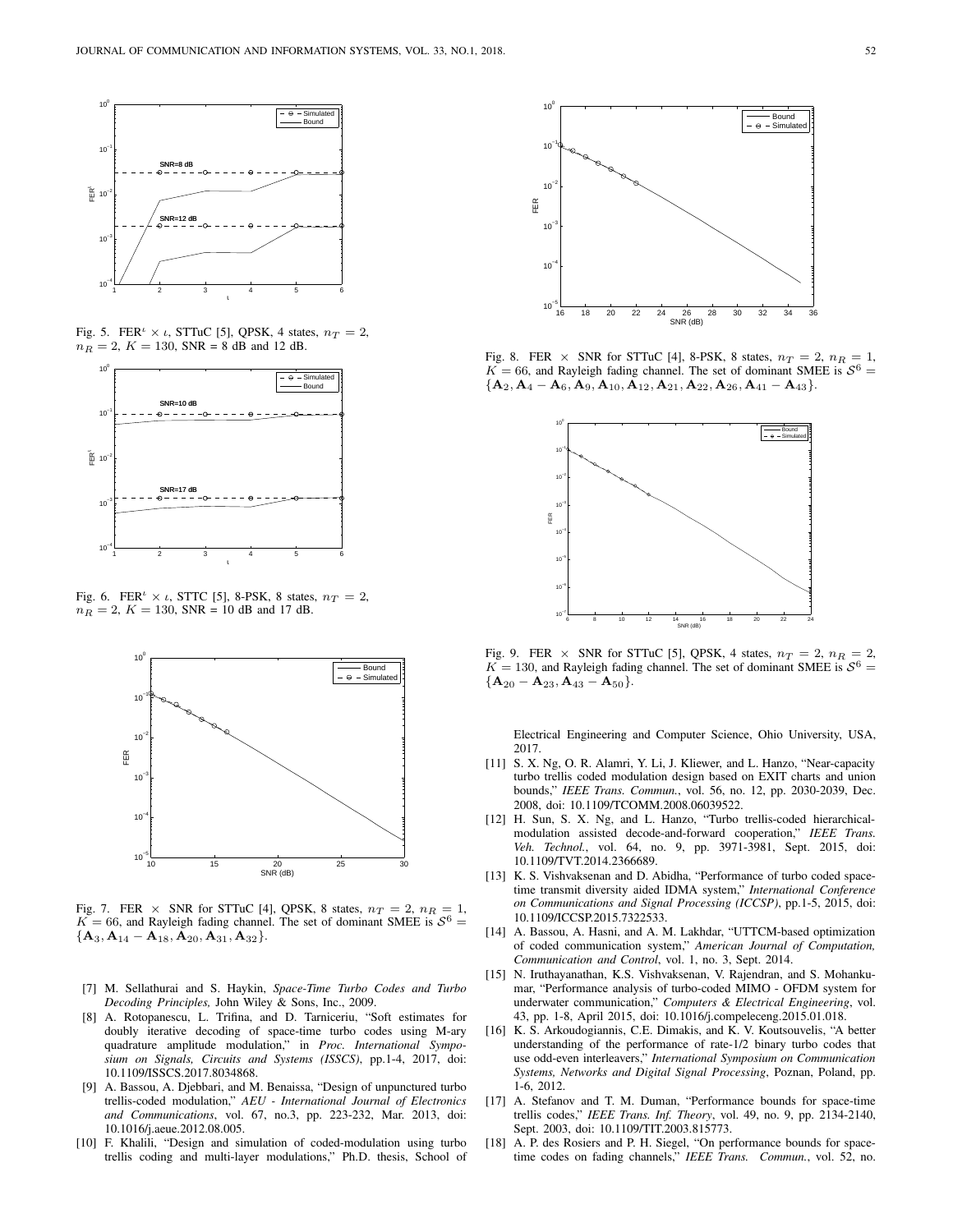Fig. 5. $\text{FER}^{\iota} \times \iota$, STTuC [5], QPSK, 4 states, $n_T = 2$, $n_R = 2$, $K = 130$, SNR = 8 dB and 12 dB.

Fig. 6. $\text{FER}^{\iota} \times \iota$, STTC [5], 8-PSK, 8 states, $n_T = 2$, $n_R = 2$, $K = 130$, SNR = 10 dB and 17 dB.

Fig. 7. FER $\times$ SNR for STTuC [4], QPSK, 8 states, $n_T = 2$, $n_R = 1$, $K = 66$, and Rayleigh fading channel. The set of dominant SMEE is $\mathcal{S}^6 = \{\mathbf{A}_3, \mathbf{A}_{14} - \mathbf{A}_{18}, \mathbf{A}_{20}, \mathbf{A}_{31}, \mathbf{A}_{32}\}$.

Fig. 8. FER $\times$ SNR for STTuC [4], 8-PSK, 8 states, $n_T = 2$, $n_R = 1$, $K = 66$, and Rayleigh fading channel. The set of dominant SMEE is $\mathcal{S}^6 = \{\mathbf{A}_2, \mathbf{A}_4 - \mathbf{A}_6, \mathbf{A}_9, \mathbf{A}_{10}, \mathbf{A}_{12}, \mathbf{A}_{21}, \mathbf{A}_{22}, \mathbf{A}_{26}, \mathbf{A}_{41} - \mathbf{A}_{43}\}$.

Fig. 9. FER $\times$ SNR for STTuC [5], QPSK, 4 states, $n_T = 2$, $n_R = 2$, $K = 130$, and Rayleigh fading channel. The set of dominant SMEE is $\mathcal{S}^6 = \{\mathbf{A}_{20} - \mathbf{A}_{23}, \mathbf{A}_{43} - \mathbf{A}_{50}\}$.

[7] M. Sellathurai and S. Haykin, *Space-Time Turbo Codes and Turbo Decoding Principles,* John Wiley & Sons, Inc., 2009.

[8] A. Rotopanescu, L. Trifina, and D. Tarniceriu, "Soft estimates for doubly iterative decoding of space-time turbo codes using M-ary quadrature amplitude modulation," in *Proc. International Symposium on Signals, Circuits and Systems (ISSCS)*, pp.1-4, 2017, doi: 10.1109/ISSCS.2017.8034868.

[9] A. Bassou, A. Djebbari, and M. Benaissa, "Design of unpunctured turbo trellis-coded modulation," *AEU - International Journal of Electronics and Communications*, vol. 67, no.3, pp. 223-232, Mar. 2013, doi: 10.1016/j.aeue.2012.08.005.

[10] F. Khalili, "Design and simulation of coded-modulation using turbo trellis coding and multi-layer modulations," Ph.D. thesis, School of Electrical Engineering and Computer Science, Ohio University, USA, 2017.

[11] S. X. Ng, O. R. Alamri, Y. Li, J. Kliewer, and L. Hanzo, "Near-capacity turbo trellis coded modulation design based on EXIT charts and union bounds," *IEEE Trans. Commun.*, vol. 56, no. 12, pp. 2030-2039, Dec. 2008, doi: 10.1109/TCOMM.2008.06039522.

[12] H. Sun, S. X. Ng, and L. Hanzo, "Turbo trellis-coded hierarchical-modulation assisted decode-and-forward cooperation," *IEEE Trans. Veh. Technol.*, vol. 64, no. 9, pp. 3971-3981, Sept. 2015, doi: 10.1109/TVT.2014.2366689.

[13] K. S. Vishvaksenan and D. Abidha, "Performance of turbo coded space-time transmit diversity aided IDMA system," *International Conference on Communications and Signal Processing (ICCSP)*, pp.1-5, 2015, doi: 10.1109/ICCSP.2015.7322533.

[14] A. Bassou, A. Hasni, and A. M. Lakhdar, "UTTCM-based optimization of coded communication system," *American Journal of Computation, Communication and Control*, vol. 1, no. 3, Sept. 2014.

[15] N. Iruthayanathan, K.S. Vishvaksenan, V. Rajendran, and S. Mohankumar, "Performance analysis of turbo-coded MIMO - OFDM system for underwater communication," *Computers & Electrical Engineering*, vol. 43, pp. 1-8, April 2015, doi: 10.1016/j.compeleceng.2015.01.018.

[16] K. S. Arkoudogiannis, C.E. Dimakis, and K. V. Koutsouvelis, "A better understanding of the performance of rate-1/2 binary turbo codes that use odd-even interleavers," *International Symposium on Communication Systems, Networks and Digital Signal Processing*, Poznan, Poland, pp. 1-6, 2012.

[17] A. Stefanov and T. M. Duman, "Performance bounds for space-time trellis codes," *IEEE Trans. Inf. Theory*, vol. 49, no. 9, pp. 2134-2140, Sept. 2003, doi: 10.1109/TIT.2003.815773.

[18] A. P. des Rosiers and P. H. Siegel, "On performance bounds for space-time codes on fading channels," *IEEE Trans. Commun.*, vol. 52, no.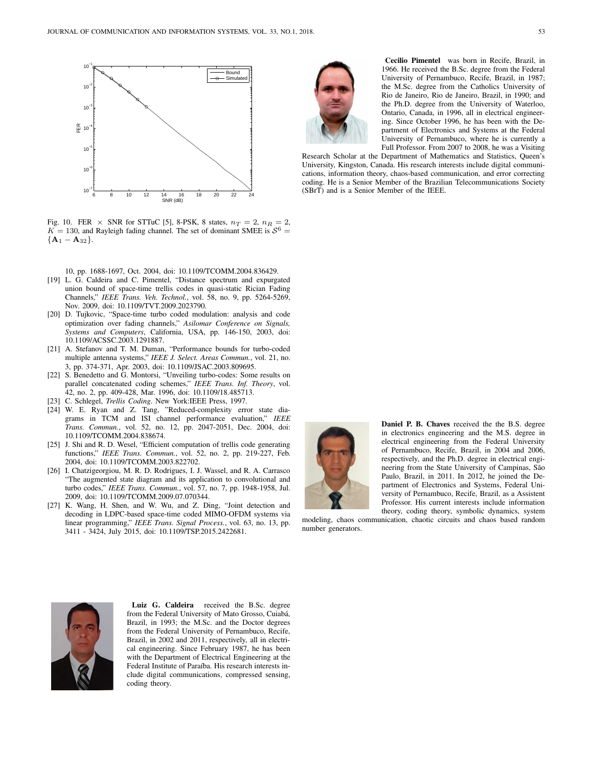10^-1
10^-2
10^-3
10^-4
10^-5
10^-6
10^-7
FER
6 8 10 12 14 16 18 20 22 24
SNR (dB)
Bound
Simulated

Fig. 10. FER $\times$ SNR for STTuC [5], 8-PSK, 8 states, $n_T = 2$, $n_R = 2$, $K = 130$, and Rayleigh fading channel. The set of dominant SMEE is $\mathcal{S}^6 = \{\mathbf{A}_1 - \mathbf{A}_{32}\}$.

10, pp. 1688-1697, Oct. 2004, doi: 10.1109/TCOMM.2004.836429.

[19] L. G. Caldeira and C. Pimentel, "Distance spectrum and expurgated union bound of space-time trellis codes in quasi-static Rician Fading Channels," *IEEE Trans. Veh. Technol.*, vol. 58, no. 9, pp. 5264-5269, Nov. 2009, doi: 10.1109/TVT.2009.2023790.

[20] D. Tujkovic, "Space-time turbo coded modulation: analysis and code optimization over fading channels," *Asilomar Conference on Signals, Systems and Computers*, California, USA, pp. 146-150, 2003, doi: 10.1109/ACSSC.2003.1291887.

[21] A. Stefanov and T. M. Duman, "Performance bounds for turbo-coded multiple antenna systems," *IEEE J. Select. Areas Commun.*, vol. 21, no. 3, pp. 374-371, Apr. 2003, doi: 10.1109/JSAC.2003.809695.

[22] S. Benedetto and G. Montorsi, "Unveiling turbo-codes: Some results on parallel concatenated coding schemes," *IEEE Trans. Inf. Theory*, vol. 42, no. 2, pp. 409-428, Mar. 1996, doi: 10.1109/18.485713.

[23] C. Schlegel, *Trellis Coding*. New York:IEEE Press, 1997.

[24] W. E. Ryan and Z. Tang, "Reduced-complexity error state diagrams in TCM and ISI channel performance evaluation," *IEEE Trans. Commun.*, vol. 52, no. 12, pp. 2047-2051, Dec. 2004, doi: 10.1109/TCOMM.2004.838674.

[25] J. Shi and R. D. Wesel, "Efficient computation of trellis code generating functions," *IEEE Trans. Commun.*, vol. 52, no. 2, pp. 219-227, Feb. 2004, doi: 10.1109/TCOMM.2003.822702.

[26] I. Chatzigeorgiou, M. R. D. Rodrigues, I. J. Wassel, and R. A. Carrasco "The augmented state diagram and its application to convolutional and turbo codes," *IEEE Trans. Commun.*, vol. 57, no. 7, pp. 1948-1958, Jul. 2009, doi: 10.1109/TCOMM.2009.07.070344.

[27] K. Wang, H. Shen, and W. Wu, and Z. Ding, "Joint detection and decoding in LDPC-based space-time coded MIMO-OFDM systems via linear programming," *IEEE Trans. Signal Process.*, vol. 63, no. 13, pp. 3411 - 3424, July 2015, doi: 10.1109/TSP.2015.2422681.

**Luiz G. Caldeira** received the B.Sc. degree from the Federal University of Mato Grosso, Cuiabá, Brazil, in 1993; the M.Sc. and the Doctor degrees from the Federal University of Pernambuco, Recife, Brazil, in 2002 and 2011, respectively, all in electrical engineering. Since February 1987, he has been with the Department of Electrical Engineering at the Federal Institute of Paraíba. His research interests include digital communications, compressed sensing, coding theory.

**Cecilio Pimentel** was born in Recife, Brazil, in 1966. He received the B.Sc. degree from the Federal University of Pernambuco, Recife, Brazil, in 1987; the M.Sc. degree from the Catholics University of Rio de Janeiro, Rio de Janeiro, Brazil, in 1990; and the Ph.D. degree from the University of Waterloo, Ontario, Canada, in 1996, all in electrical engineering. Since October 1996, he has been with the Department of Electronics and Systems at the Federal University of Pernambuco, where he is currently a Full Professor. From 2007 to 2008, he was a Visiting Research Scholar at the Department of Mathematics and Statistics, Queen's University, Kingston, Canada. His research interests include digital communications, information theory, chaos-based communication, and error correcting coding. He is a Senior Member of the Brazilian Telecommunications Society (SBrT) and is a Senior Member of the IEEE.

**Daniel P. B. Chaves** received the the B.S. degree in electronics engineering and the M.S. degree in electrical engineering from the Federal University of Pernambuco, Recife, Brazil, in 2004 and 2006, respectively, and the Ph.D. degree in electrical engineering from the State University of Campinas, São Paulo, Brazil, in 2011. In 2012, he joined the Department of Electronics and Systems, Federal University of Pernambuco, Recife, Brazil, as a Assistent Professor. His current interests include information theory, coding theory, symbolic dynamics, system modeling, chaos communication, chaotic circuits and chaos based random number generators.